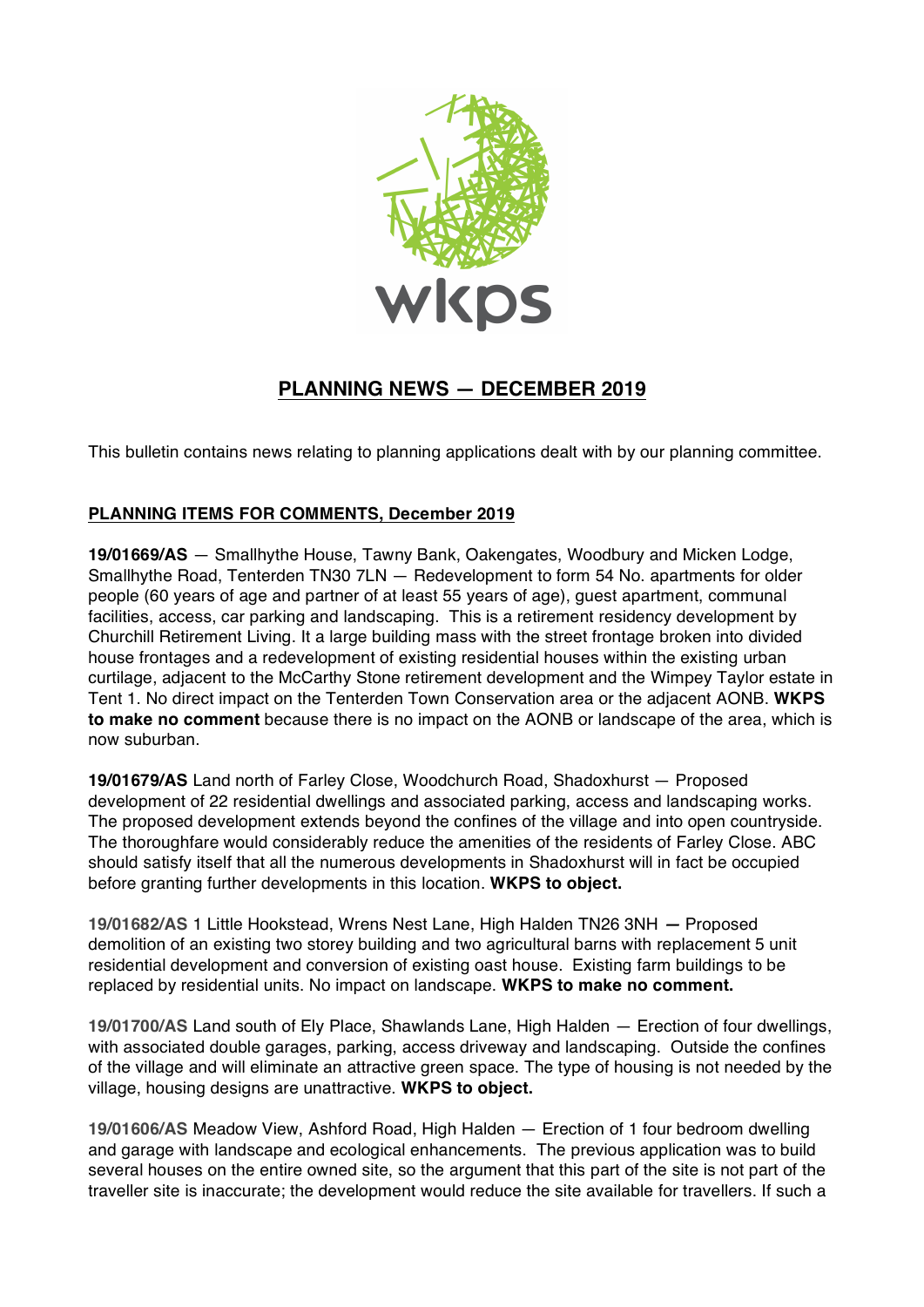wkps

# PLANNING NEWS — DECEMBER 2019

This bulletin contains news relating to planning applications dealt with by our planning committee.

## PLANNING ITEMS FOR COMMENTS, December 2019

**19/01669/AS** — Smallhythe House, Tawny Bank, Oakengates, Woodbury and Micken Lodge, Smallhythe Road, Tenterden TN30 7LN — Redevelopment to form 54 No. apartments for older people (60 years of age and partner of at least 55 years of age), guest apartment, communal facilities, access, car parking and landscaping. This is a retirement residency development by Churchill Retirement Living. It a large building mass with the street frontage broken into divided house frontages and a redevelopment of existing residential houses within the existing urban curtilage, adjacent to the McCarthy Stone retirement development and the Wimpey Taylor estate in Tent 1. No direct impact on the Tenterden Town Conservation area or the adjacent AONB. **WKPS to make no comment** because there is no impact on the AONB or landscape of the area, which is now suburban.

**19/01679/AS** Land north of Farley Close, Woodchurch Road, Shadoxhurst — Proposed development of 22 residential dwellings and associated parking, access and landscaping works. The proposed development extends beyond the confines of the village and into open countryside. The thoroughfare would considerably reduce the amenities of the residents of Farley Close. ABC should satisfy itself that all the numerous developments in Shadoxhurst will in fact be occupied before granting further developments in this location. **WKPS to object.**

**19/01682/AS** 1 Little Hookstead, Wrens Nest Lane, High Halden TN26 3NH — Proposed demolition of an existing two storey building and two agricultural barns with replacement 5 unit residential development and conversion of existing oast house. Existing farm buildings to be replaced by residential units. No impact on landscape. **WKPS to make no comment.**

**19/01700/AS** Land south of Ely Place, Shawlands Lane, High Halden — Erection of four dwellings, with associated double garages, parking, access driveway and landscaping. Outside the confines of the village and will eliminate an attractive green space. The type of housing is not needed by the village, housing designs are unattractive. **WKPS to object.**

**19/01606/AS** Meadow View, Ashford Road, High Halden — Erection of 1 four bedroom dwelling and garage with landscape and ecological enhancements. The previous application was to build several houses on the entire owned site, so the argument that this part of the site is not part of the traveller site is inaccurate; the development would reduce the site available for travellers. If such a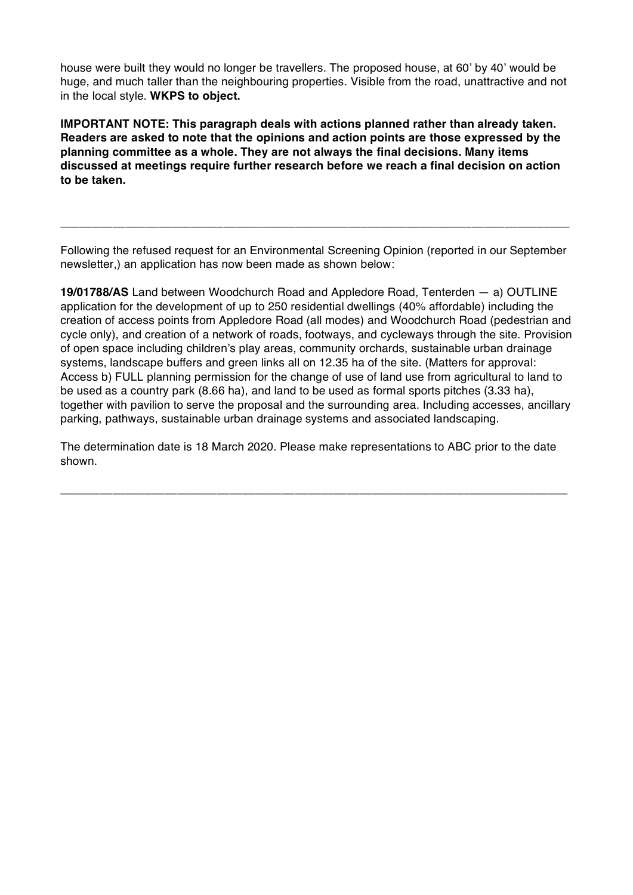house were built they would no longer be travellers. The proposed house, at 60' by 40' would be huge, and much taller than the neighbouring properties. Visible from the road, unattractive and not in the local style. **WKPS to object.**

**IMPORTANT NOTE: This paragraph deals with actions planned rather than already taken. Readers are asked to note that the opinions and action points are those expressed by the planning committee as a whole. They are not always the final decisions. Many items discussed at meetings require further research before we reach a final decision on action to be taken.**

---

Following the refused request for an Environmental Screening Opinion (reported in our September newsletter,) an application has now been made as shown below:

**19/01788/AS** Land between Woodchurch Road and Appledore Road, Tenterden — a) OUTLINE application for the development of up to 250 residential dwellings (40% affordable) including the creation of access points from Appledore Road (all modes) and Woodchurch Road (pedestrian and cycle only), and creation of a network of roads, footways, and cycleways through the site. Provision of open space including children's play areas, community orchards, sustainable urban drainage systems, landscape buffers and green links all on 12.35 ha of the site. (Matters for approval: Access b) FULL planning permission for the change of use of land use from agricultural to land to be used as a country park (8.66 ha), and land to be used as formal sports pitches (3.33 ha), together with pavilion to serve the proposal and the surrounding area. Including accesses, ancillary parking, pathways, sustainable urban drainage systems and associated landscaping.

The determination date is 18 March 2020. Please make representations to ABC prior to the date shown.

---